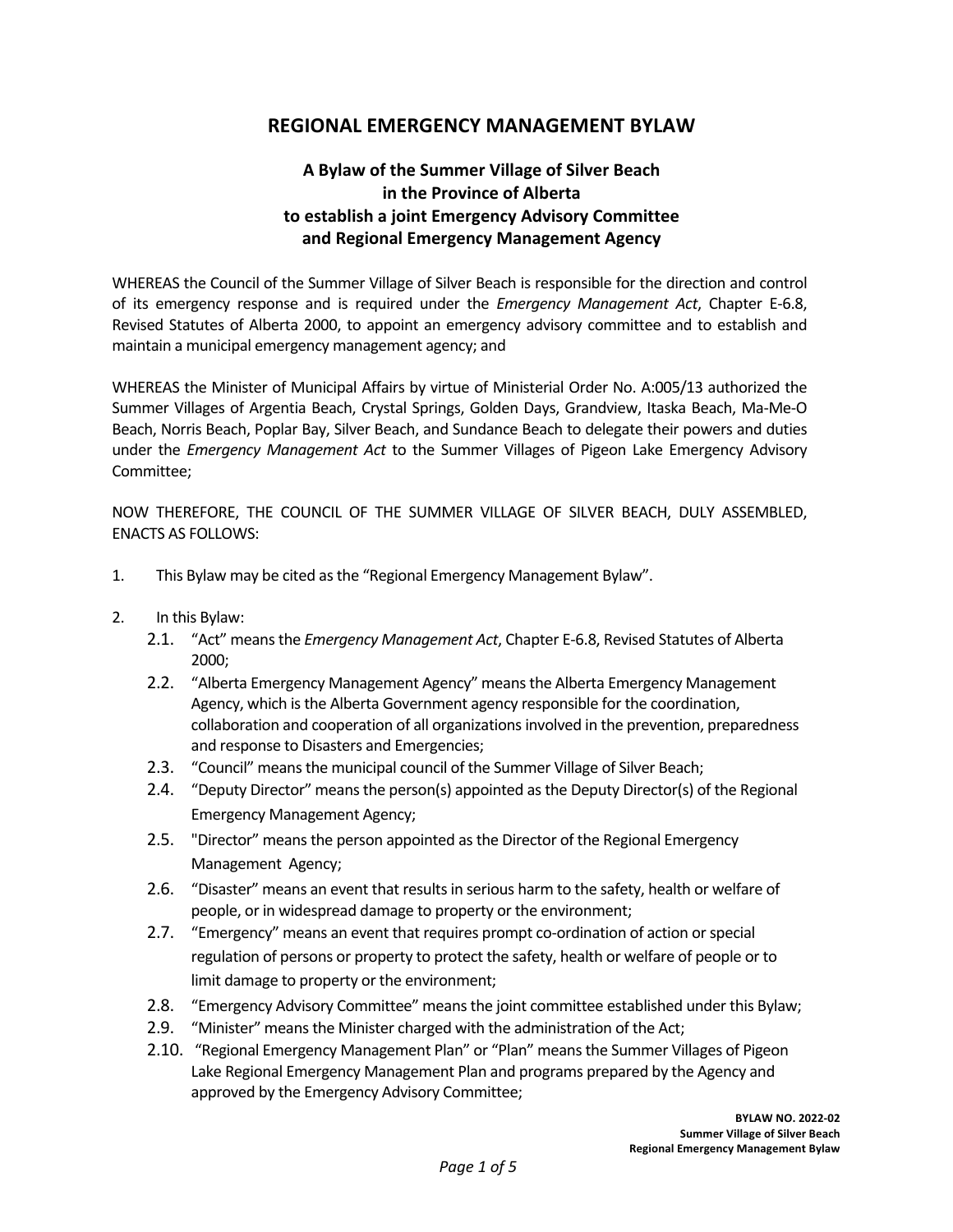# REGIONAL EMERGENCY MANAGEMENT BYLAW

## A Bylaw of the Summer Village of Silver Beach in the Province of Alberta to establish a joint Emergency Advisory Committee and Regional Emergency Management Agency

WHEREAS the Council of the Summer Village of Silver Beach is responsible for the direction and control of its emergency response and is required under the *Emergency Management Act*, Chapter E-6.8, Revised Statutes of Alberta 2000, to appoint an emergency advisory committee and to establish and maintain a municipal emergency management agency; and

WHEREAS the Minister of Municipal Affairs by virtue of Ministerial Order No. A:005/13 authorized the Summer Villages of Argentia Beach, Crystal Springs, Golden Days, Grandview, Itaska Beach, Ma-Me-O Beach, Norris Beach, Poplar Bay, Silver Beach, and Sundance Beach to delegate their powers and duties under the *Emergency Management Act* to the Summer Villages of Pigeon Lake Emergency Advisory Committee;

NOW THEREFORE, THE COUNCIL OF THE SUMMER VILLAGE OF SILVER BEACH, DULY ASSEMBLED, ENACTS AS FOLLOWS:

1. This Bylaw may be cited as the "Regional Emergency Management Bylaw".

2. In this Bylaw:
   - 2.1. "Act" means the *Emergency Management Act*, Chapter E-6.8, Revised Statutes of Alberta 2000;
   - 2.2. "Alberta Emergency Management Agency" means the Alberta Emergency Management Agency, which is the Alberta Government agency responsible for the coordination, collaboration and cooperation of all organizations involved in the prevention, preparedness and response to Disasters and Emergencies;
   - 2.3. "Council" means the municipal council of the Summer Village of Silver Beach;
   - 2.4. "Deputy Director" means the person(s) appointed as the Deputy Director(s) of the Regional Emergency Management Agency;
   - 2.5. "Director" means the person appointed as the Director of the Regional Emergency Management Agency;
   - 2.6. "Disaster" means an event that results in serious harm to the safety, health or welfare of people, or in widespread damage to property or the environment;
   - 2.7. "Emergency" means an event that requires prompt co-ordination of action or special regulation of persons or property to protect the safety, health or welfare of people or to limit damage to property or the environment;
   - 2.8. "Emergency Advisory Committee" means the joint committee established under this Bylaw;
   - 2.9. "Minister" means the Minister charged with the administration of the Act;
   - 2.10. "Regional Emergency Management Plan" or "Plan" means the Summer Villages of Pigeon Lake Regional Emergency Management Plan and programs prepared by the Agency and approved by the Emergency Advisory Committee;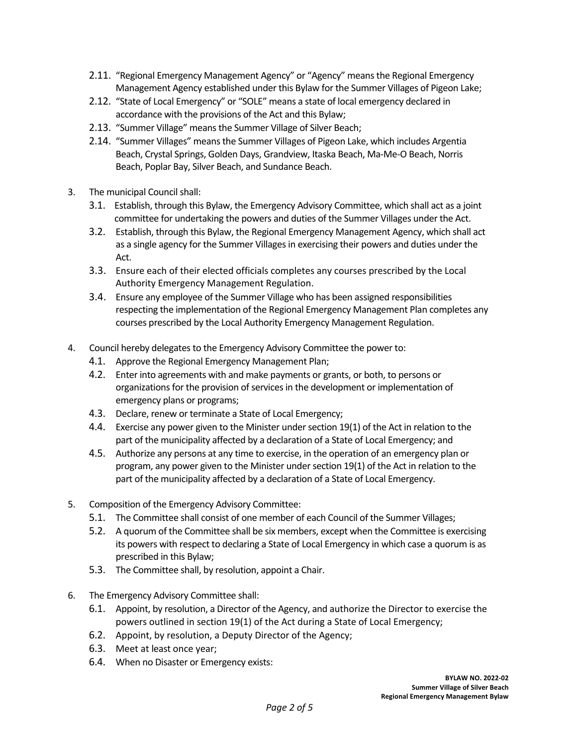2.11. "Regional Emergency Management Agency" or "Agency" means the Regional Emergency Management Agency established under this Bylaw for the Summer Villages of Pigeon Lake;

2.12. "State of Local Emergency" or "SOLE" means a state of local emergency declared in accordance with the provisions of the Act and this Bylaw;

2.13. "Summer Village" means the Summer Village of Silver Beach;

2.14. "Summer Villages" means the Summer Villages of Pigeon Lake, which includes Argentia Beach, Crystal Springs, Golden Days, Grandview, Itaska Beach, Ma-Me-O Beach, Norris Beach, Poplar Bay, Silver Beach, and Sundance Beach.

3. The municipal Council shall:
   - 3.1. Establish, through this Bylaw, the Emergency Advisory Committee, which shall act as a joint committee for undertaking the powers and duties of the Summer Villages under the Act.
   - 3.2. Establish, through this Bylaw, the Regional Emergency Management Agency, which shall act as a single agency for the Summer Villages in exercising their powers and duties under the Act.
   - 3.3. Ensure each of their elected officials completes any courses prescribed by the Local Authority Emergency Management Regulation.
   - 3.4. Ensure any employee of the Summer Village who has been assigned responsibilities respecting the implementation of the Regional Emergency Management Plan completes any courses prescribed by the Local Authority Emergency Management Regulation.

4. Council hereby delegates to the Emergency Advisory Committee the power to:
   - 4.1. Approve the Regional Emergency Management Plan;
   - 4.2. Enter into agreements with and make payments or grants, or both, to persons or organizations for the provision of services in the development or implementation of emergency plans or programs;
   - 4.3. Declare, renew or terminate a State of Local Emergency;
   - 4.4. Exercise any power given to the Minister under section 19(1) of the Act in relation to the part of the municipality affected by a declaration of a State of Local Emergency; and
   - 4.5. Authorize any persons at any time to exercise, in the operation of an emergency plan or program, any power given to the Minister under section 19(1) of the Act in relation to the part of the municipality affected by a declaration of a State of Local Emergency.

5. Composition of the Emergency Advisory Committee:
   - 5.1. The Committee shall consist of one member of each Council of the Summer Villages;
   - 5.2. A quorum of the Committee shall be six members, except when the Committee is exercising its powers with respect to declaring a State of Local Emergency in which case a quorum is as prescribed in this Bylaw;
   - 5.3. The Committee shall, by resolution, appoint a Chair.

6. The Emergency Advisory Committee shall:
   - 6.1. Appoint, by resolution, a Director of the Agency, and authorize the Director to exercise the powers outlined in section 19(1) of the Act during a State of Local Emergency;
   - 6.2. Appoint, by resolution, a Deputy Director of the Agency;
   - 6.3. Meet at least once year;
   - 6.4. When no Disaster or Emergency exists: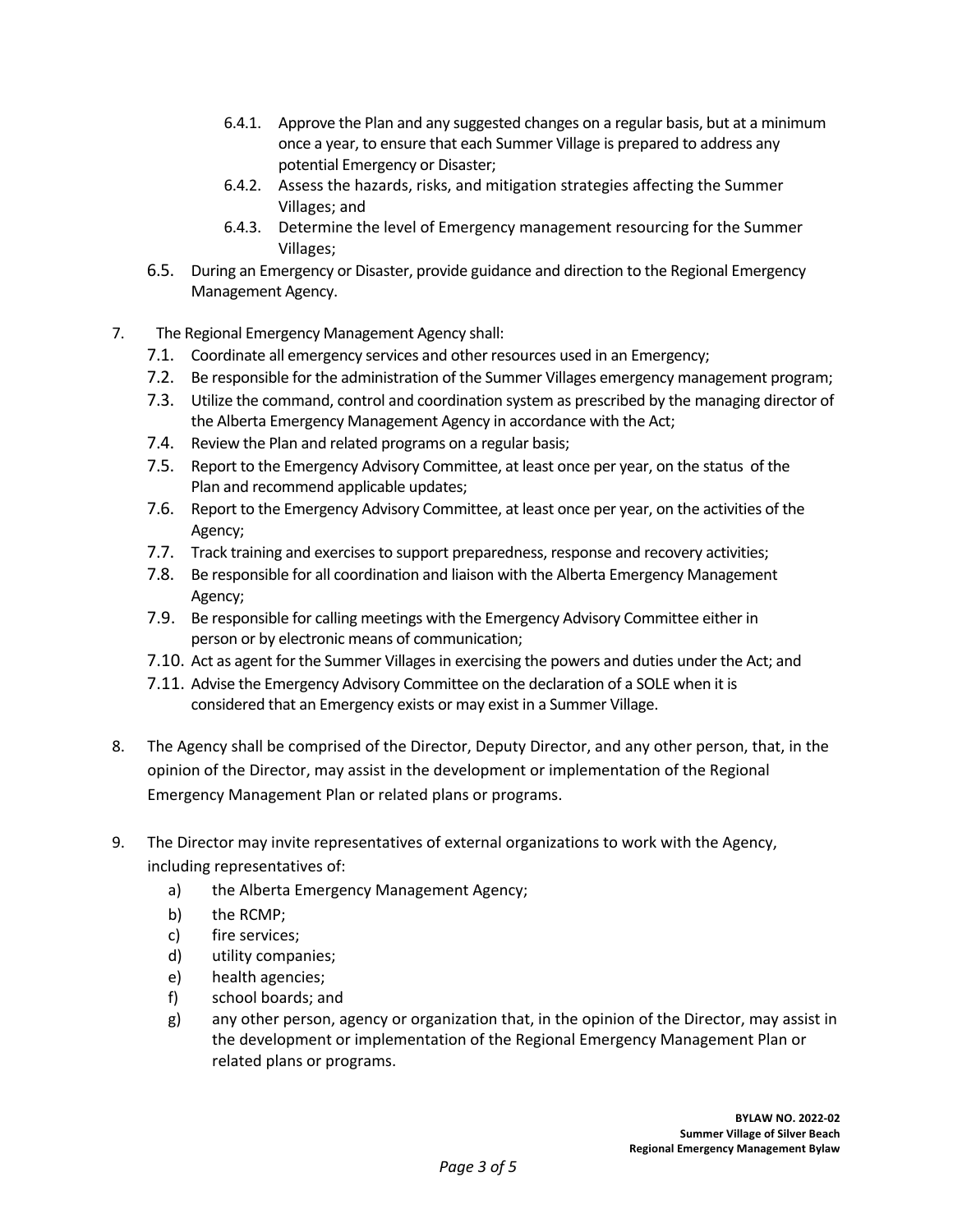6.4.1. Approve the Plan and any suggested changes on a regular basis, but at a minimum once a year, to ensure that each Summer Village is prepared to address any potential Emergency or Disaster;

6.4.2. Assess the hazards, risks, and mitigation strategies affecting the Summer Villages; and

6.4.3. Determine the level of Emergency management resourcing for the Summer Villages;

6.5. During an Emergency or Disaster, provide guidance and direction to the Regional Emergency Management Agency.

7. The Regional Emergency Management Agency shall:

7.1. Coordinate all emergency services and other resources used in an Emergency;

7.2. Be responsible for the administration of the Summer Villages emergency management program;

7.3. Utilize the command, control and coordination system as prescribed by the managing director of the Alberta Emergency Management Agency in accordance with the Act;

7.4. Review the Plan and related programs on a regular basis;

7.5. Report to the Emergency Advisory Committee, at least once per year, on the status of the Plan and recommend applicable updates;

7.6. Report to the Emergency Advisory Committee, at least once per year, on the activities of the Agency;

7.7. Track training and exercises to support preparedness, response and recovery activities;

7.8. Be responsible for all coordination and liaison with the Alberta Emergency Management Agency;

7.9. Be responsible for calling meetings with the Emergency Advisory Committee either in person or by electronic means of communication;

7.10. Act as agent for the Summer Villages in exercising the powers and duties under the Act; and

7.11. Advise the Emergency Advisory Committee on the declaration of a SOLE when it is considered that an Emergency exists or may exist in a Summer Village.

8. The Agency shall be comprised of the Director, Deputy Director, and any other person, that, in the opinion of the Director, may assist in the development or implementation of the Regional Emergency Management Plan or related plans or programs.

9. The Director may invite representatives of external organizations to work with the Agency, including representatives of:

   a) the Alberta Emergency Management Agency;
   b) the RCMP;
   c) fire services;
   d) utility companies;
   e) health agencies;
   f) school boards; and
   g) any other person, agency or organization that, in the opinion of the Director, may assist in the development or implementation of the Regional Emergency Management Plan or related plans or programs.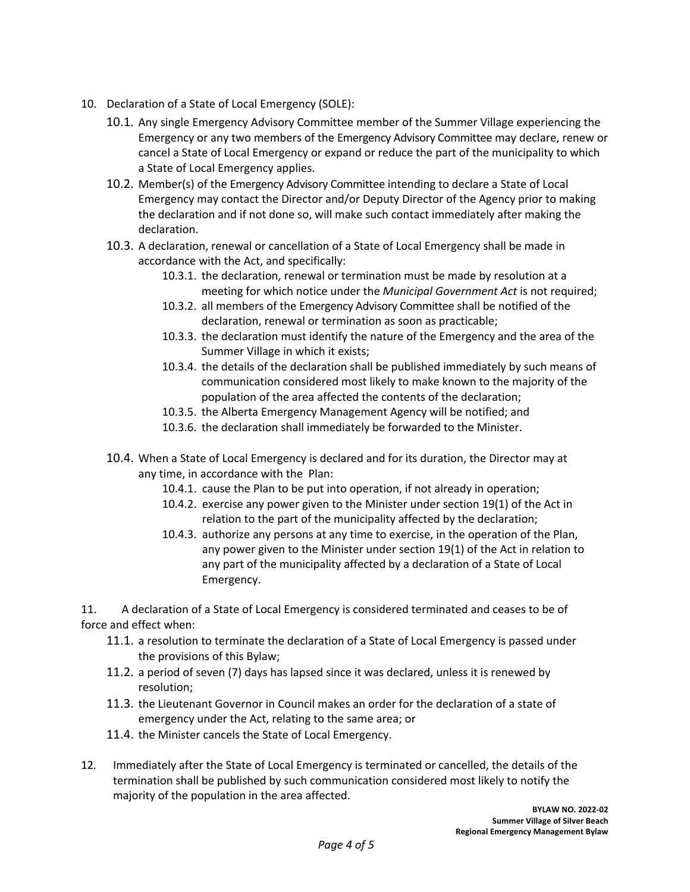10. Declaration of a State of Local Emergency (SOLE):

    10.1. Any single Emergency Advisory Committee member of the Summer Village experiencing the Emergency or any two members of the Emergency Advisory Committee may declare, renew or cancel a State of Local Emergency or expand or reduce the part of the municipality to which a State of Local Emergency applies.

    10.2. Member(s) of the Emergency Advisory Committee intending to declare a State of Local Emergency may contact the Director and/or Deputy Director of the Agency prior to making the declaration and if not done so, will make such contact immediately after making the declaration.

    10.3. A declaration, renewal or cancellation of a State of Local Emergency shall be made in accordance with the Act, and specifically:

    - 10.3.1. the declaration, renewal or termination must be made by resolution at a meeting for which notice under the *Municipal Government Act* is not required;
    - 10.3.2. all members of the Emergency Advisory Committee shall be notified of the declaration, renewal or termination as soon as practicable;
    - 10.3.3. the declaration must identify the nature of the Emergency and the area of the Summer Village in which it exists;
    - 10.3.4. the details of the declaration shall be published immediately by such means of communication considered most likely to make known to the majority of the population of the area affected the contents of the declaration;
    - 10.3.5. the Alberta Emergency Management Agency will be notified; and
    - 10.3.6. the declaration shall immediately be forwarded to the Minister.

    10.4. When a State of Local Emergency is declared and for its duration, the Director may at any time, in accordance with the Plan:

    - 10.4.1. cause the Plan to be put into operation, if not already in operation;
    - 10.4.2. exercise any power given to the Minister under section 19(1) of the Act in relation to the part of the municipality affected by the declaration;
    - 10.4.3. authorize any persons at any time to exercise, in the operation of the Plan, any power given to the Minister under section 19(1) of the Act in relation to any part of the municipality affected by a declaration of a State of Local Emergency.

11. A declaration of a State of Local Emergency is considered terminated and ceases to be of force and effect when:

    11.1. a resolution to terminate the declaration of a State of Local Emergency is passed under the provisions of this Bylaw;

    11.2. a period of seven (7) days has lapsed since it was declared, unless it is renewed by resolution;

    11.3. the Lieutenant Governor in Council makes an order for the declaration of a state of emergency under the Act, relating to the same area; or

    11.4. the Minister cancels the State of Local Emergency.

12. Immediately after the State of Local Emergency is terminated or cancelled, the details of the termination shall be published by such communication considered most likely to notify the majority of the population in the area affected.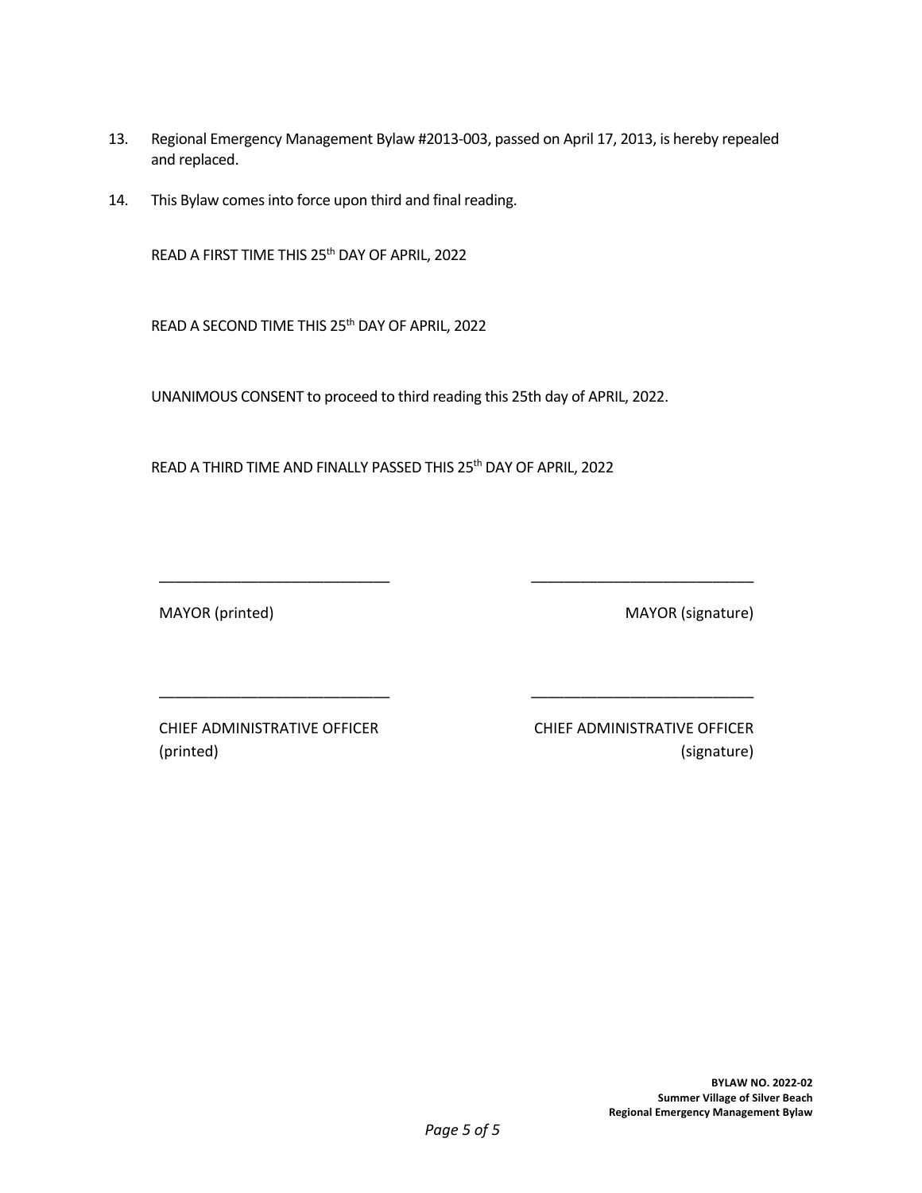13. Regional Emergency Management Bylaw #2013-003, passed on April 17, 2013, is hereby repealed and replaced.

14. This Bylaw comes into force upon third and final reading.

READ A FIRST TIME THIS 25th DAY OF APRIL, 2022

READ A SECOND TIME THIS 25th DAY OF APRIL, 2022

UNANIMOUS CONSENT to proceed to third reading this 25th day of APRIL, 2022.

READ A THIRD TIME AND FINALLY PASSED THIS 25th DAY OF APRIL, 2022

| | |
|---|---|
| ____________________________ | ____________________________ |
| MAYOR (printed) | MAYOR (signature) |
| ____________________________ | ____________________________ |
| CHIEF ADMINISTRATIVE OFFICER (printed) | CHIEF ADMINISTRATIVE OFFICER (signature) |

**BYLAW NO. 2022-02**
**Summer Village of Silver Beach**
**Regional Emergency Management Bylaw**